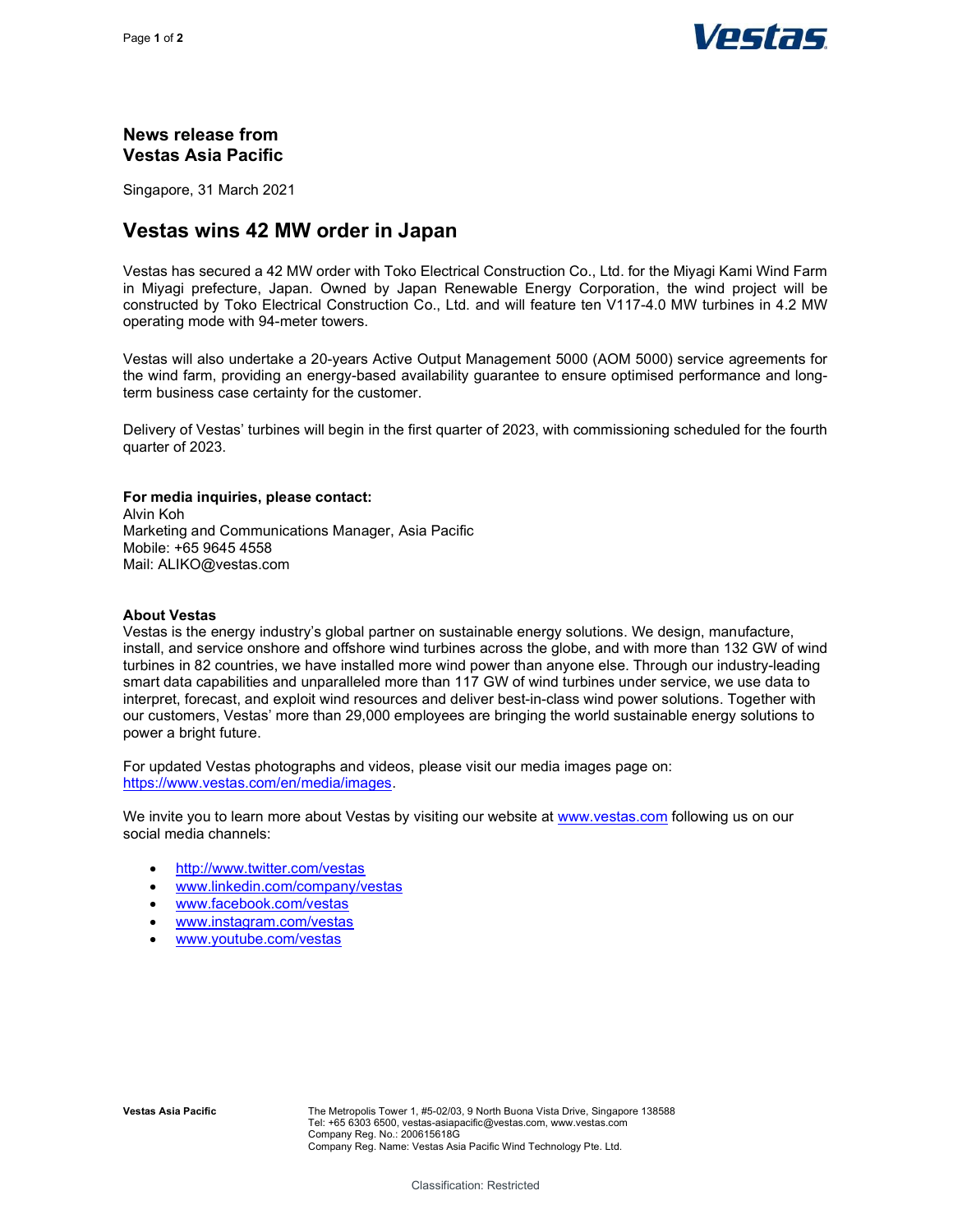## News release from
## Vestas Asia Pacific

Singapore, 31 March 2021

# Vestas wins 42 MW order in Japan

Vestas has secured a 42 MW order with Toko Electrical Construction Co., Ltd. for the Miyagi Kami Wind Farm in Miyagi prefecture, Japan. Owned by Japan Renewable Energy Corporation, the wind project will be constructed by Toko Electrical Construction Co., Ltd. and will feature ten V117-4.0 MW turbines in 4.2 MW operating mode with 94-meter towers.

Vestas will also undertake a 20-years Active Output Management 5000 (AOM 5000) service agreements for the wind farm, providing an energy-based availability guarantee to ensure optimised performance and long-term business case certainty for the customer.

Delivery of Vestas' turbines will begin in the first quarter of 2023, with commissioning scheduled for the fourth quarter of 2023.

**For media inquiries, please contact:**
Alvin Koh
Marketing and Communications Manager, Asia Pacific
Mobile: +65 9645 4558
Mail: ALIKO@vestas.com

**About Vestas**
Vestas is the energy industry's global partner on sustainable energy solutions. We design, manufacture, install, and service onshore and offshore wind turbines across the globe, and with more than 132 GW of wind turbines in 82 countries, we have installed more wind power than anyone else. Through our industry-leading smart data capabilities and unparalleled more than 117 GW of wind turbines under service, we use data to interpret, forecast, and exploit wind resources and deliver best-in-class wind power solutions. Together with our customers, Vestas' more than 29,000 employees are bringing the world sustainable energy solutions to power a bright future.

For updated Vestas photographs and videos, please visit our media images page on: https://www.vestas.com/en/media/images.

We invite you to learn more about Vestas by visiting our website at www.vestas.com following us on our social media channels:

- http://www.twitter.com/vestas
- www.linkedin.com/company/vestas
- www.facebook.com/vestas
- www.instagram.com/vestas
- www.youtube.com/vestas

**Vestas Asia Pacific**
The Metropolis Tower 1, #5-02/03, 9 North Buona Vista Drive, Singapore 138588
Tel: +65 6303 6500, vestas-asiapacific@vestas.com, www.vestas.com
Company Reg. No.: 200615618G
Company Reg. Name: Vestas Asia Pacific Wind Technology Pte. Ltd.

Classification: Restricted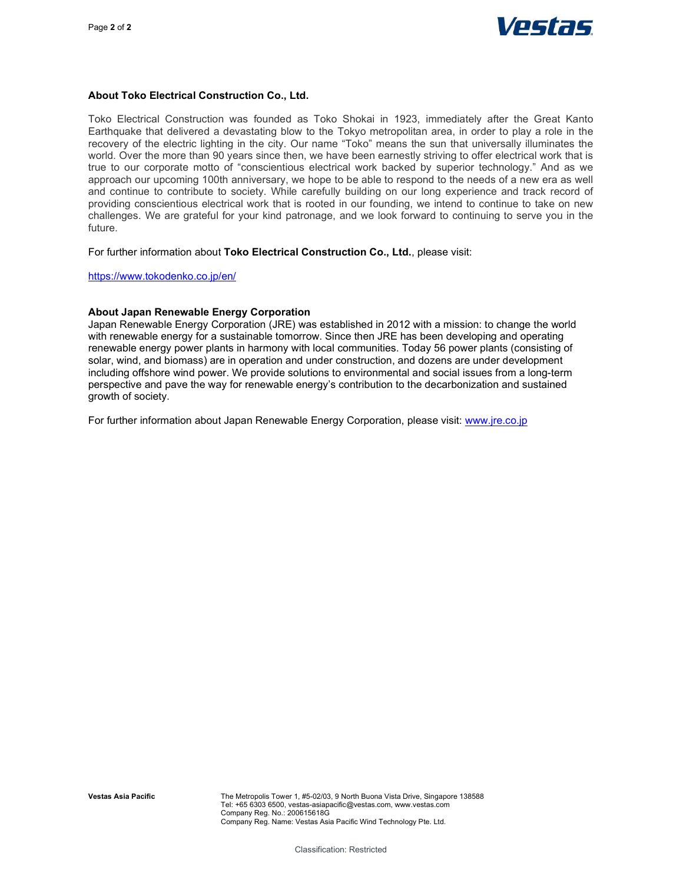## About Toko Electrical Construction Co., Ltd.

Toko Electrical Construction was founded as Toko Shokai in 1923, immediately after the Great Kanto Earthquake that delivered a devastating blow to the Tokyo metropolitan area, in order to play a role in the recovery of the electric lighting in the city. Our name "Toko" means the sun that universally illuminates the world. Over the more than 90 years since then, we have been earnestly striving to offer electrical work that is true to our corporate motto of "conscientious electrical work backed by superior technology." And as we approach our upcoming 100th anniversary, we hope to be able to respond to the needs of a new era as well and continue to contribute to society. While carefully building on our long experience and track record of providing conscientious electrical work that is rooted in our founding, we intend to continue to take on new challenges. We are grateful for your kind patronage, and we look forward to continuing to serve you in the future.

For further information about **Toko Electrical Construction Co., Ltd.**, please visit:

https://www.tokodenko.co.jp/en/

## About Japan Renewable Energy Corporation

Japan Renewable Energy Corporation (JRE) was established in 2012 with a mission: to change the world with renewable energy for a sustainable tomorrow. Since then JRE has been developing and operating renewable energy power plants in harmony with local communities. Today 56 power plants (consisting of solar, wind, and biomass) are in operation and under construction, and dozens are under development including offshore wind power. We provide solutions to environmental and social issues from a long-term perspective and pave the way for renewable energy's contribution to the decarbonization and sustained growth of society.

For further information about Japan Renewable Energy Corporation, please visit: www.jre.co.jp

**Vestas Asia Pacific**

The Metropolis Tower 1, #5-02/03, 9 North Buona Vista Drive, Singapore 138588
Tel: +65 6303 6500, vestas-asiapacific@vestas.com, www.vestas.com
Company Reg. No.: 200615618G
Company Reg. Name: Vestas Asia Pacific Wind Technology Pte. Ltd.

Classification: Restricted